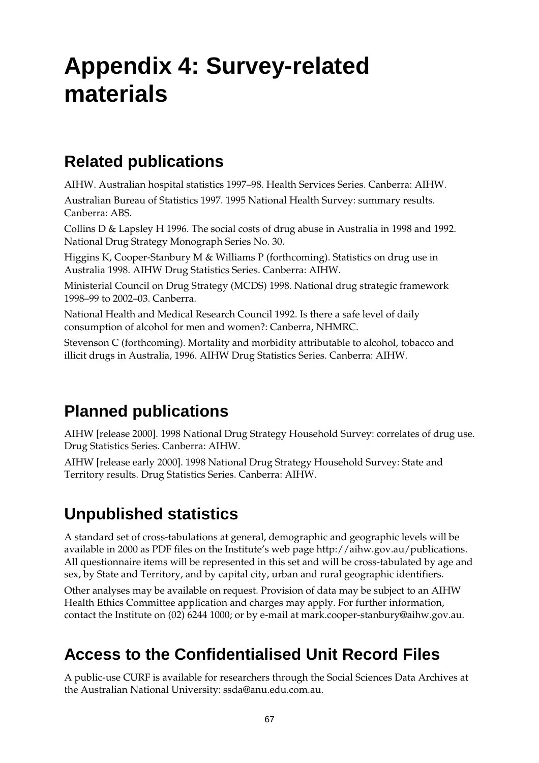# Appendix 4: Survey-related materials

## Related publications

AIHW. Australian hospital statistics 1997–98. Health Services Series. Canberra: AIHW.

Australian Bureau of Statistics 1997. 1995 National Health Survey: summary results. Canberra: ABS.

Collins D & Lapsley H 1996. The social costs of drug abuse in Australia in 1998 and 1992. National Drug Strategy Monograph Series No. 30.

Higgins K, Cooper-Stanbury M & Williams P (forthcoming). Statistics on drug use in Australia 1998. AIHW Drug Statistics Series. Canberra: AIHW.

Ministerial Council on Drug Strategy (MCDS) 1998. National drug strategic framework 1998–99 to 2002–03. Canberra.

National Health and Medical Research Council 1992. Is there a safe level of daily consumption of alcohol for men and women?: Canberra, NHMRC.

Stevenson C (forthcoming). Mortality and morbidity attributable to alcohol, tobacco and illicit drugs in Australia, 1996. AIHW Drug Statistics Series. Canberra: AIHW.

## Planned publications

AIHW [release 2000]. 1998 National Drug Strategy Household Survey: correlates of drug use. Drug Statistics Series. Canberra: AIHW.

AIHW [release early 2000]. 1998 National Drug Strategy Household Survey: State and Territory results. Drug Statistics Series. Canberra: AIHW.

## Unpublished statistics

A standard set of cross-tabulations at general, demographic and geographic levels will be available in 2000 as PDF files on the Institute's web page http://aihw.gov.au/publications. All questionnaire items will be represented in this set and will be cross-tabulated by age and sex, by State and Territory, and by capital city, urban and rural geographic identifiers.

Other analyses may be available on request. Provision of data may be subject to an AIHW Health Ethics Committee application and charges may apply. For further information, contact the Institute on (02) 6244 1000; or by e-mail at mark.cooper-stanbury@aihw.gov.au.

## Access to the Confidentialised Unit Record Files

A public-use CURF is available for researchers through the Social Sciences Data Archives at the Australian National University: ssda@anu.edu.com.au.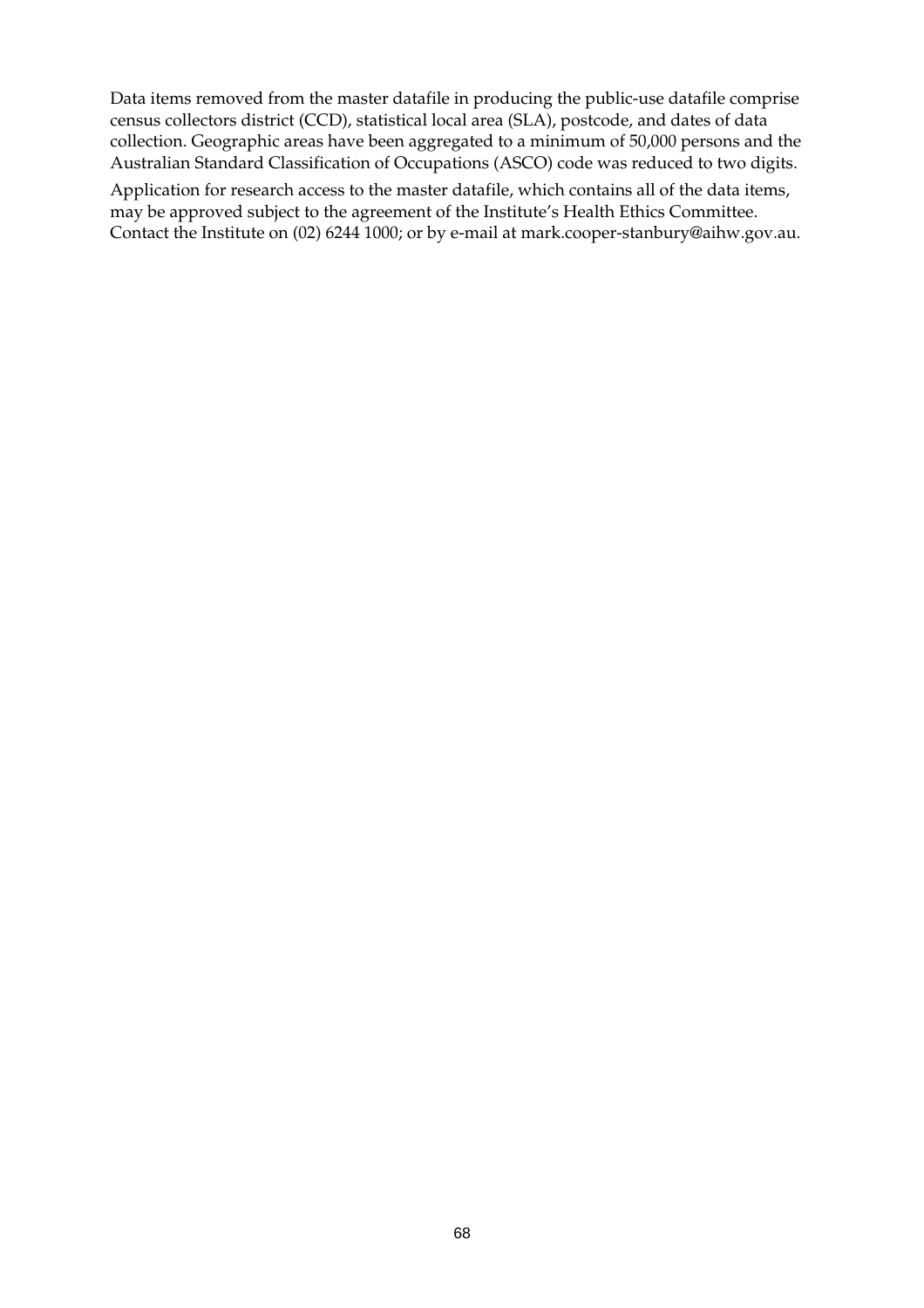Data items removed from the master datafile in producing the public-use datafile comprise census collectors district (CCD), statistical local area (SLA), postcode, and dates of data collection. Geographic areas have been aggregated to a minimum of 50,000 persons and the Australian Standard Classification of Occupations (ASCO) code was reduced to two digits.

Application for research access to the master datafile, which contains all of the data items, may be approved subject to the agreement of the Institute's Health Ethics Committee. Contact the Institute on (02) 6244 1000; or by e-mail at mark.cooper-stanbury@aihw.gov.au.